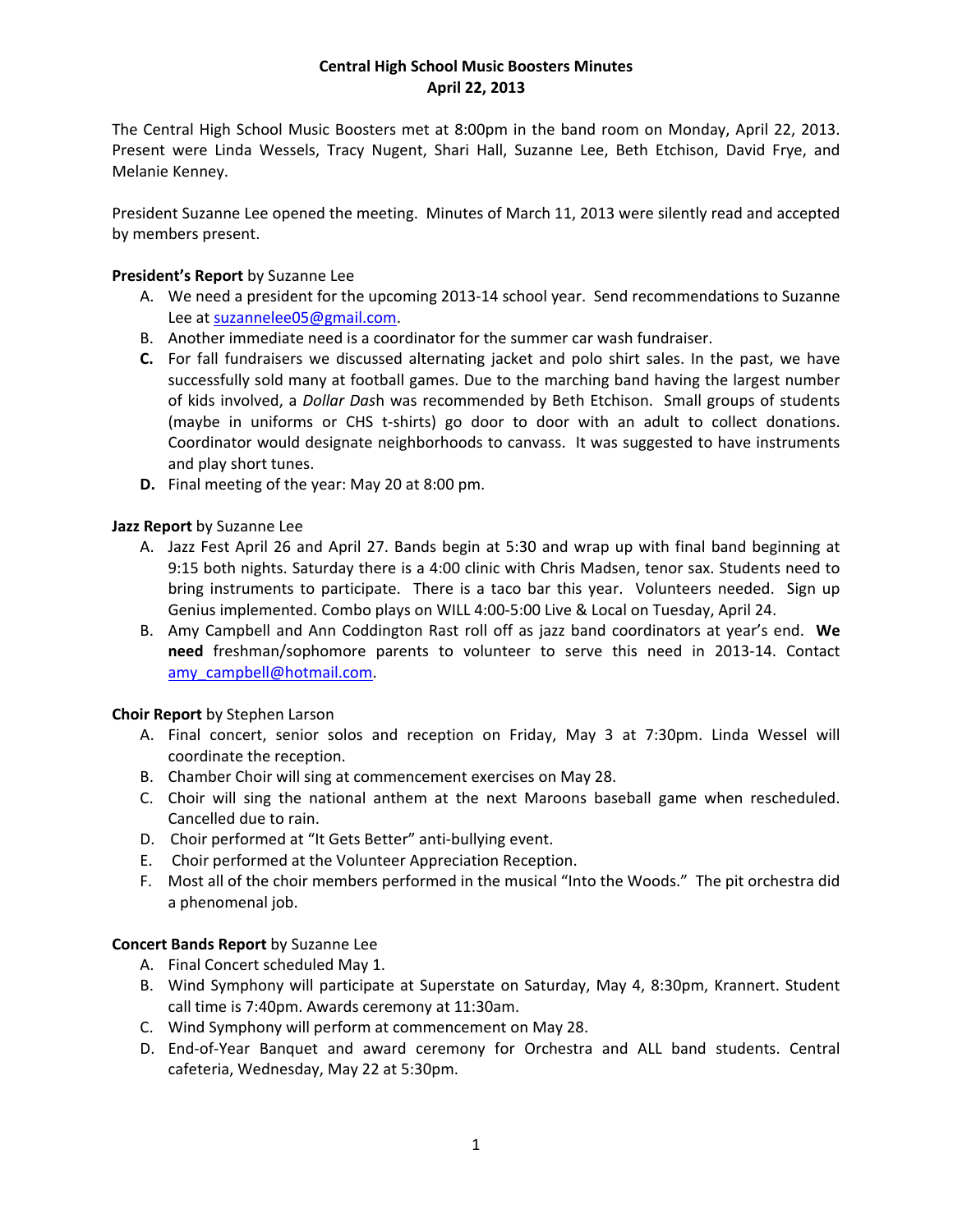**Central High School Music Boosters Minutes**
**April 22, 2013**

The Central High School Music Boosters met at 8:00pm in the band room on Monday, April 22, 2013. Present were Linda Wessels, Tracy Nugent, Shari Hall, Suzanne Lee, Beth Etchison, David Frye, and Melanie Kenney.

President Suzanne Lee opened the meeting. Minutes of March 11, 2013 were silently read and accepted by members present.

**President's Report** by Suzanne Lee

A. We need a president for the upcoming 2013-14 school year. Send recommendations to Suzanne Lee at suzannelee05@gmail.com.
B. Another immediate need is a coordinator for the summer car wash fundraiser.
**C.** For fall fundraisers we discussed alternating jacket and polo shirt sales. In the past, we have successfully sold many at football games. Due to the marching band having the largest number of kids involved, a *Dollar Das*h was recommended by Beth Etchison. Small groups of students (maybe in uniforms or CHS t-shirts) go door to door with an adult to collect donations. Coordinator would designate neighborhoods to canvass. It was suggested to have instruments and play short tunes.
**D.** Final meeting of the year: May 20 at 8:00 pm.

**Jazz Report** by Suzanne Lee

A. Jazz Fest April 26 and April 27. Bands begin at 5:30 and wrap up with final band beginning at 9:15 both nights. Saturday there is a 4:00 clinic with Chris Madsen, tenor sax. Students need to bring instruments to participate. There is a taco bar this year. Volunteers needed. Sign up Genius implemented. Combo plays on WILL 4:00-5:00 Live & Local on Tuesday, April 24.
B. Amy Campbell and Ann Coddington Rast roll off as jazz band coordinators at year's end. **We need** freshman/sophomore parents to volunteer to serve this need in 2013-14. Contact amy_campbell@hotmail.com.

**Choir Report** by Stephen Larson

A. Final concert, senior solos and reception on Friday, May 3 at 7:30pm. Linda Wessel will coordinate the reception.
B. Chamber Choir will sing at commencement exercises on May 28.
C. Choir will sing the national anthem at the next Maroons baseball game when rescheduled. Cancelled due to rain.
D. Choir performed at "It Gets Better" anti-bullying event.
E. Choir performed at the Volunteer Appreciation Reception.
F. Most all of the choir members performed in the musical "Into the Woods." The pit orchestra did a phenomenal job.

**Concert Bands Report** by Suzanne Lee

A. Final Concert scheduled May 1.
B. Wind Symphony will participate at Superstate on Saturday, May 4, 8:30pm, Krannert. Student call time is 7:40pm. Awards ceremony at 11:30am.
C. Wind Symphony will perform at commencement on May 28.
D. End-of-Year Banquet and award ceremony for Orchestra and ALL band students. Central cafeteria, Wednesday, May 22 at 5:30pm.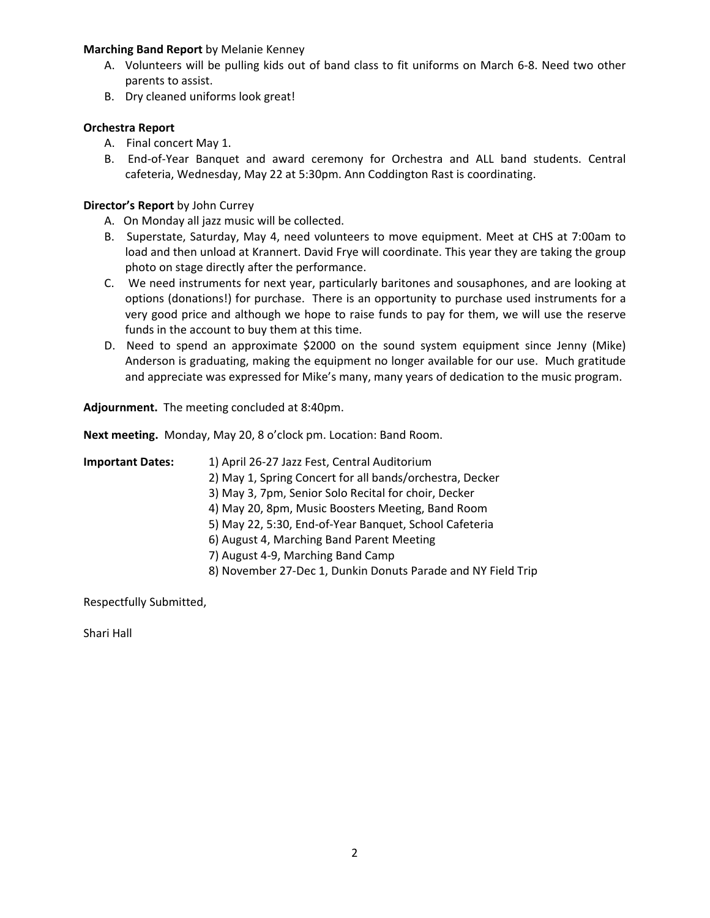**Marching Band Report** by Melanie Kenney

A. Volunteers will be pulling kids out of band class to fit uniforms on March 6-8. Need two other parents to assist.
B. Dry cleaned uniforms look great!

**Orchestra Report**

A. Final concert May 1.
B. End-of-Year Banquet and award ceremony for Orchestra and ALL band students. Central cafeteria, Wednesday, May 22 at 5:30pm. Ann Coddington Rast is coordinating.

**Director's Report** by John Currey

A. On Monday all jazz music will be collected.
B. Superstate, Saturday, May 4, need volunteers to move equipment. Meet at CHS at 7:00am to load and then unload at Krannert. David Frye will coordinate. This year they are taking the group photo on stage directly after the performance.
C. We need instruments for next year, particularly baritones and sousaphones, and are looking at options (donations!) for purchase. There is an opportunity to purchase used instruments for a very good price and although we hope to raise funds to pay for them, we will use the reserve funds in the account to buy them at this time.
D. Need to spend an approximate $2000 on the sound system equipment since Jenny (Mike) Anderson is graduating, making the equipment no longer available for our use. Much gratitude and appreciate was expressed for Mike's many, many years of dedication to the music program.

**Adjournment.** The meeting concluded at 8:40pm.

**Next meeting.** Monday, May 20, 8 o'clock pm. Location: Band Room.

**Important Dates:**

1) April 26-27 Jazz Fest, Central Auditorium
2) May 1, Spring Concert for all bands/orchestra, Decker
3) May 3, 7pm, Senior Solo Recital for choir, Decker
4) May 20, 8pm, Music Boosters Meeting, Band Room
5) May 22, 5:30, End-of-Year Banquet, School Cafeteria
6) August 4, Marching Band Parent Meeting
7) August 4-9, Marching Band Camp
8) November 27-Dec 1, Dunkin Donuts Parade and NY Field Trip

Respectfully Submitted,

Shari Hall